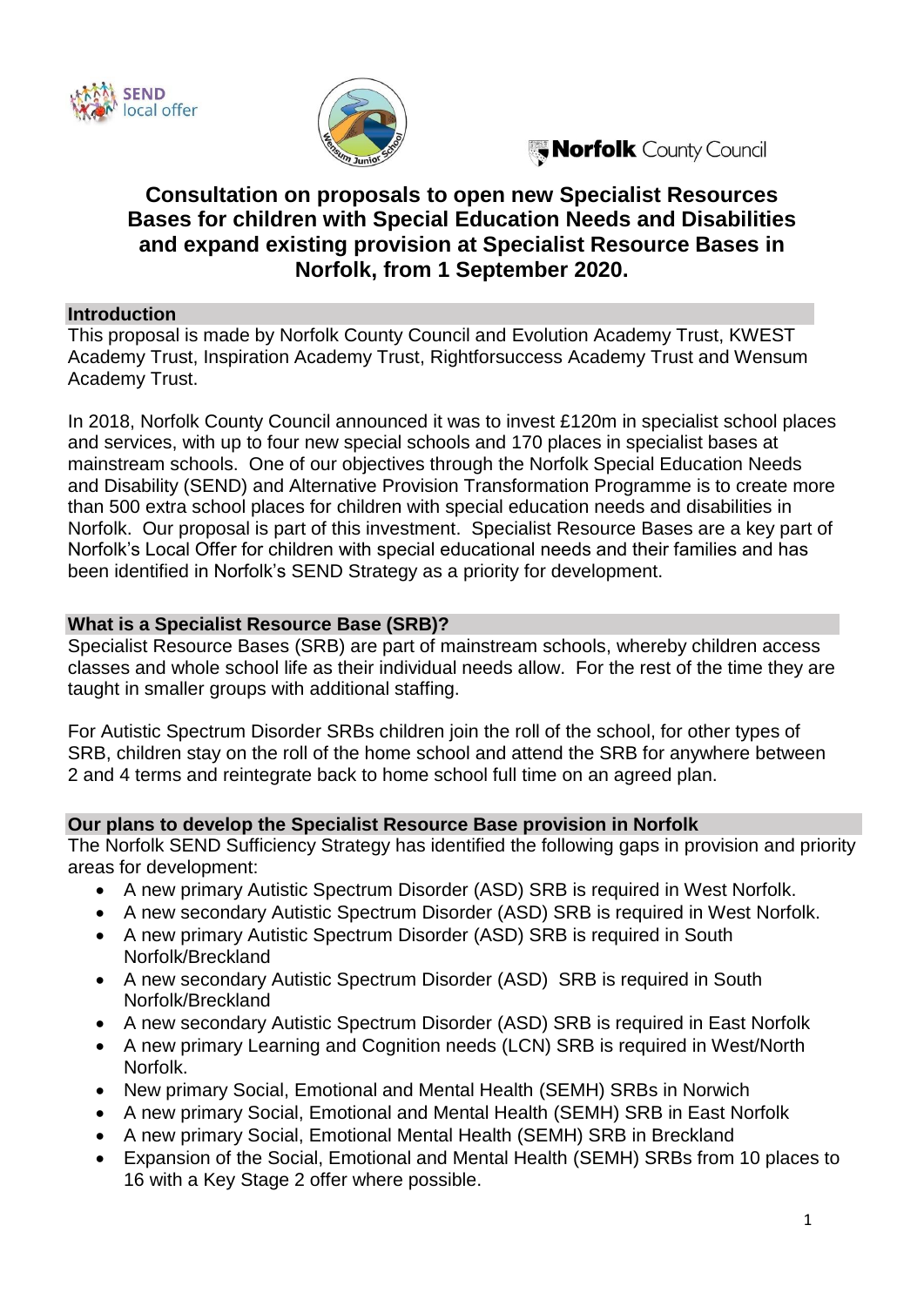# Consultation on proposals to open new Specialist Resources Bases for children with Special Education Needs and Disabilities and expand existing provision at Specialist Resource Bases in Norfolk, from 1 September 2020.

## Introduction

This proposal is made by Norfolk County Council and Evolution Academy Trust, KWEST Academy Trust, Inspiration Academy Trust, Rightforsuccess Academy Trust and Wensum Academy Trust.

In 2018, Norfolk County Council announced it was to invest £120m in specialist school places and services, with up to four new special schools and 170 places in specialist bases at mainstream schools. One of our objectives through the Norfolk Special Education Needs and Disability (SEND) and Alternative Provision Transformation Programme is to create more than 500 extra school places for children with special education needs and disabilities in Norfolk. Our proposal is part of this investment. Specialist Resource Bases are a key part of Norfolk's Local Offer for children with special educational needs and their families and has been identified in Norfolk's SEND Strategy as a priority for development.

## What is a Specialist Resource Base (SRB)?

Specialist Resource Bases (SRB) are part of mainstream schools, whereby children access classes and whole school life as their individual needs allow. For the rest of the time they are taught in smaller groups with additional staffing.

For Autistic Spectrum Disorder SRBs children join the roll of the school, for other types of SRB, children stay on the roll of the home school and attend the SRB for anywhere between 2 and 4 terms and reintegrate back to home school full time on an agreed plan.

## Our plans to develop the Specialist Resource Base provision in Norfolk

The Norfolk SEND Sufficiency Strategy has identified the following gaps in provision and priority areas for development:

- A new primary Autistic Spectrum Disorder (ASD) SRB is required in West Norfolk.
- A new secondary Autistic Spectrum Disorder (ASD) SRB is required in West Norfolk.
- A new primary Autistic Spectrum Disorder (ASD) SRB is required in South Norfolk/Breckland
- A new secondary Autistic Spectrum Disorder (ASD) SRB is required in South Norfolk/Breckland
- A new secondary Autistic Spectrum Disorder (ASD) SRB is required in East Norfolk
- A new primary Learning and Cognition needs (LCN) SRB is required in West/North Norfolk.
- New primary Social, Emotional and Mental Health (SEMH) SRBs in Norwich
- A new primary Social, Emotional and Mental Health (SEMH) SRB in East Norfolk
- A new primary Social, Emotional Mental Health (SEMH) SRB in Breckland
- Expansion of the Social, Emotional and Mental Health (SEMH) SRBs from 10 places to 16 with a Key Stage 2 offer where possible.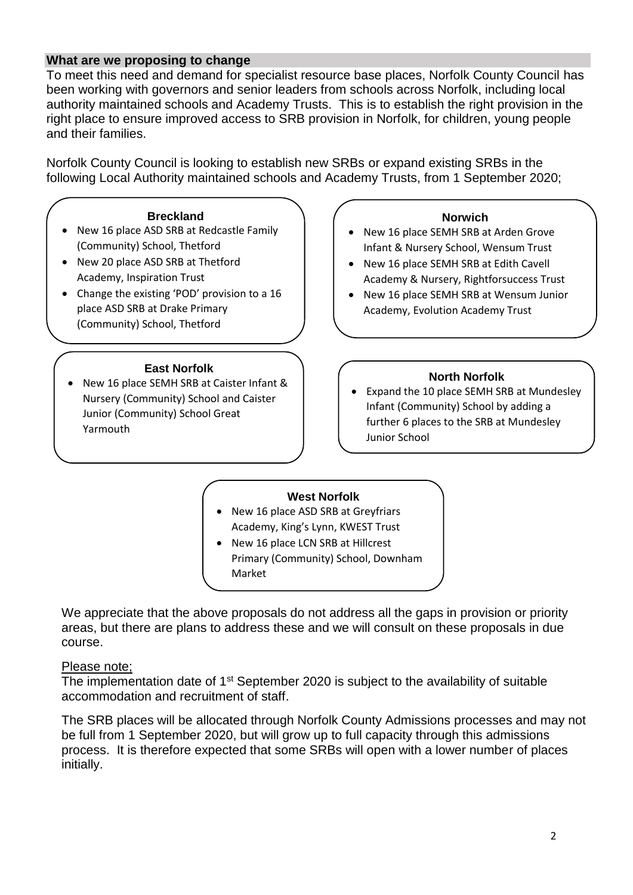## What are we proposing to change

To meet this need and demand for specialist resource base places, Norfolk County Council has been working with governors and senior leaders from schools across Norfolk, including local authority maintained schools and Academy Trusts. This is to establish the right provision in the right place to ensure improved access to SRB provision in Norfolk, for children, young people and their families.

Norfolk County Council is looking to establish new SRBs or expand existing SRBs in the following Local Authority maintained schools and Academy Trusts, from 1 September 2020;

### Breckland

- New 16 place ASD SRB at Redcastle Family (Community) School, Thetford
- New 20 place ASD SRB at Thetford Academy, Inspiration Trust
- Change the existing 'POD' provision to a 16 place ASD SRB at Drake Primary (Community) School, Thetford

### Norwich

- New 16 place SEMH SRB at Arden Grove Infant & Nursery School, Wensum Trust
- New 16 place SEMH SRB at Edith Cavell Academy & Nursery, Rightforsuccess Trust
- New 16 place SEMH SRB at Wensum Junior Academy, Evolution Academy Trust

### East Norfolk

- New 16 place SEMH SRB at Caister Infant & Nursery (Community) School and Caister Junior (Community) School Great Yarmouth

### North Norfolk

- Expand the 10 place SEMH SRB at Mundesley Infant (Community) School by adding a further 6 places to the SRB at Mundesley Junior School

### West Norfolk

- New 16 place ASD SRB at Greyfriars Academy, King's Lynn, KWEST Trust
- New 16 place LCN SRB at Hillcrest Primary (Community) School, Downham Market

We appreciate that the above proposals do not address all the gaps in provision or priority areas, but there are plans to address these and we will consult on these proposals in due course.

Please note;

The implementation date of 1st September 2020 is subject to the availability of suitable accommodation and recruitment of staff.

The SRB places will be allocated through Norfolk County Admissions processes and may not be full from 1 September 2020, but will grow up to full capacity through this admissions process. It is therefore expected that some SRBs will open with a lower number of places initially.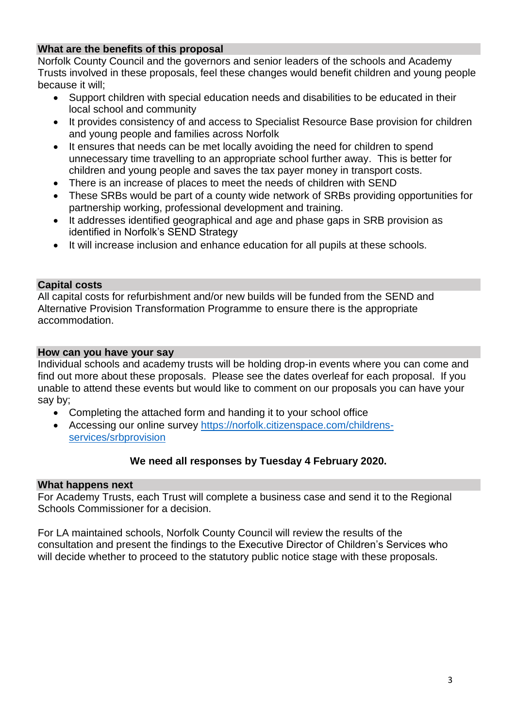## What are the benefits of this proposal

Norfolk County Council and the governors and senior leaders of the schools and Academy Trusts involved in these proposals, feel these changes would benefit children and young people because it will;

- Support children with special education needs and disabilities to be educated in their local school and community
- It provides consistency of and access to Specialist Resource Base provision for children and young people and families across Norfolk
- It ensures that needs can be met locally avoiding the need for children to spend unnecessary time travelling to an appropriate school further away. This is better for children and young people and saves the tax payer money in transport costs.
- There is an increase of places to meet the needs of children with SEND
- These SRBs would be part of a county wide network of SRBs providing opportunities for partnership working, professional development and training.
- It addresses identified geographical and age and phase gaps in SRB provision as identified in Norfolk's SEND Strategy
- It will increase inclusion and enhance education for all pupils at these schools.

## Capital costs

All capital costs for refurbishment and/or new builds will be funded from the SEND and Alternative Provision Transformation Programme to ensure there is the appropriate accommodation.

## How can you have your say

Individual schools and academy trusts will be holding drop-in events where you can come and find out more about these proposals. Please see the dates overleaf for each proposal. If you unable to attend these events but would like to comment on our proposals you can have your say by;

- Completing the attached form and handing it to your school office
- Accessing our online survey [https://norfolk.citizenspace.com/childrens-services/srbprovision](https://norfolk.citizenspace.com/childrens-services/srbprovision)

**We need all responses by Tuesday 4 February 2020.**

## What happens next

For Academy Trusts, each Trust will complete a business case and send it to the Regional Schools Commissioner for a decision.

For LA maintained schools, Norfolk County Council will review the results of the consultation and present the findings to the Executive Director of Children's Services who will decide whether to proceed to the statutory public notice stage with these proposals.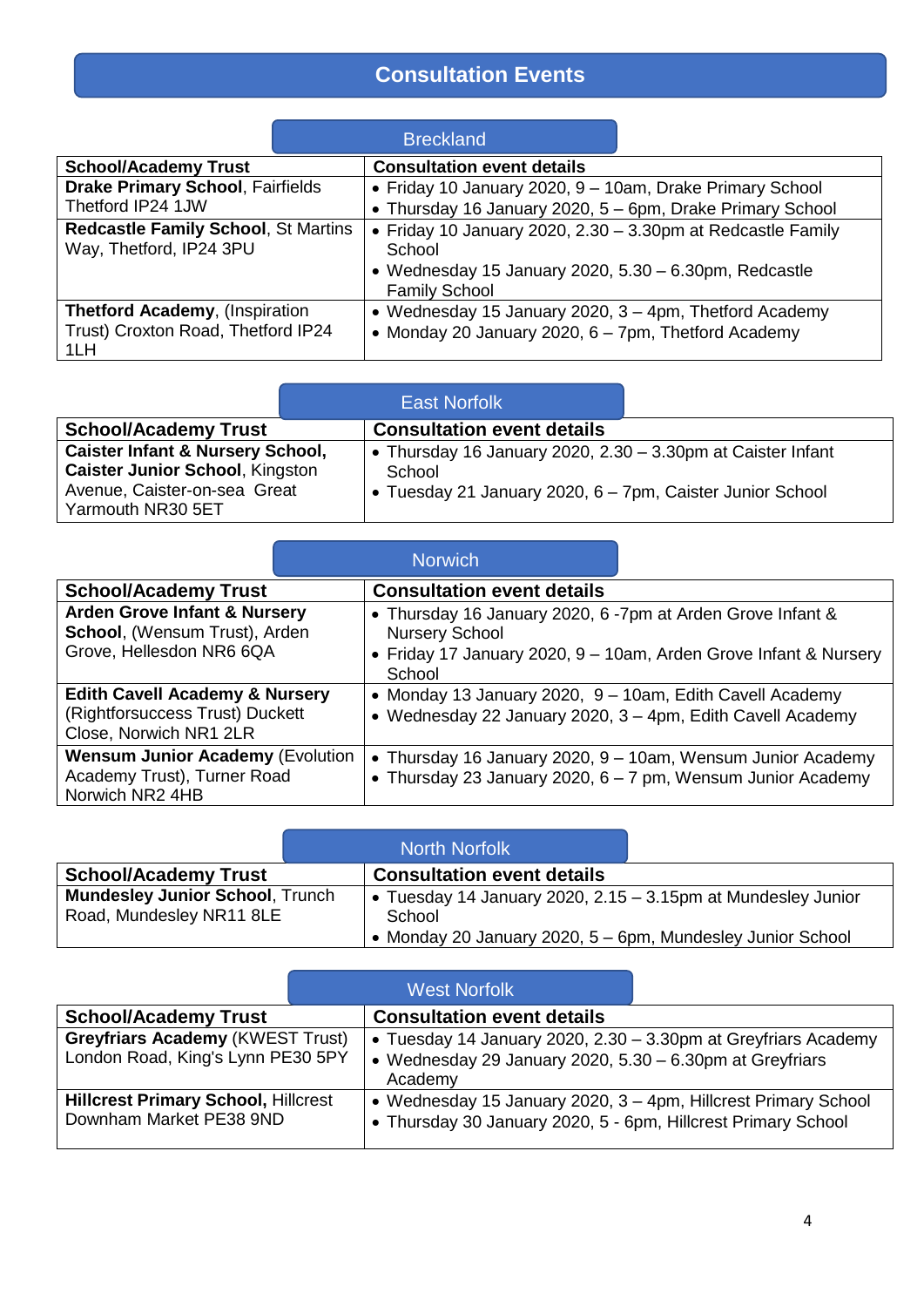# Consultation Events

## Breckland

| School/Academy Trust | Consultation event details |
| --- | --- |
| **Drake Primary School**, Fairfields Thetford IP24 1JW | • Friday 10 January 2020, 9 – 10am, Drake Primary School<br>• Thursday 16 January 2020, 5 – 6pm, Drake Primary School |
| **Redcastle Family School**, St Martins Way, Thetford, IP24 3PU | • Friday 10 January 2020, 2.30 – 3.30pm at Redcastle Family School<br>• Wednesday 15 January 2020, 5.30 – 6.30pm, Redcastle Family School |
| **Thetford Academy**, (Inspiration Trust) Croxton Road, Thetford IP24 1LH | • Wednesday 15 January 2020, 3 – 4pm, Thetford Academy<br>• Monday 20 January 2020, 6 – 7pm, Thetford Academy |

## East Norfolk

| School/Academy Trust | Consultation event details |
| --- | --- |
| **Caister Infant & Nursery School, Caister Junior School**, Kingston Avenue, Caister-on-sea Great Yarmouth NR30 5ET | • Thursday 16 January 2020, 2.30 – 3.30pm at Caister Infant School<br>• Tuesday 21 January 2020, 6 – 7pm, Caister Junior School |

## Norwich

| School/Academy Trust | Consultation event details |
| --- | --- |
| **Arden Grove Infant & Nursery School**, (Wensum Trust), Arden Grove, Hellesdon NR6 6QA | • Thursday 16 January 2020, 6 -7pm at Arden Grove Infant & Nursery School<br>• Friday 17 January 2020, 9 – 10am, Arden Grove Infant & Nursery School |
| **Edith Cavell Academy & Nursery** (Rightforsuccess Trust) Duckett Close, Norwich NR1 2LR | • Monday 13 January 2020, 9 – 10am, Edith Cavell Academy<br>• Wednesday 22 January 2020, 3 – 4pm, Edith Cavell Academy |
| **Wensum Junior Academy** (Evolution Academy Trust), Turner Road Norwich NR2 4HB | • Thursday 16 January 2020, 9 – 10am, Wensum Junior Academy<br>• Thursday 23 January 2020, 6 – 7 pm, Wensum Junior Academy |

## North Norfolk

| School/Academy Trust | Consultation event details |
| --- | --- |
| **Mundesley Junior School**, Trunch Road, Mundesley NR11 8LE | • Tuesday 14 January 2020, 2.15 – 3.15pm at Mundesley Junior School<br>• Monday 20 January 2020, 5 – 6pm, Mundesley Junior School |

## West Norfolk

| School/Academy Trust | Consultation event details |
| --- | --- |
| **Greyfriars Academy** (KWEST Trust) London Road, King's Lynn PE30 5PY | • Tuesday 14 January 2020, 2.30 – 3.30pm at Greyfriars Academy<br>• Wednesday 29 January 2020, 5.30 – 6.30pm at Greyfriars Academy |
| **Hillcrest Primary School,** Hillcrest Downham Market PE38 9ND | • Wednesday 15 January 2020, 3 – 4pm, Hillcrest Primary School<br>• Thursday 30 January 2020, 5 - 6pm, Hillcrest Primary School |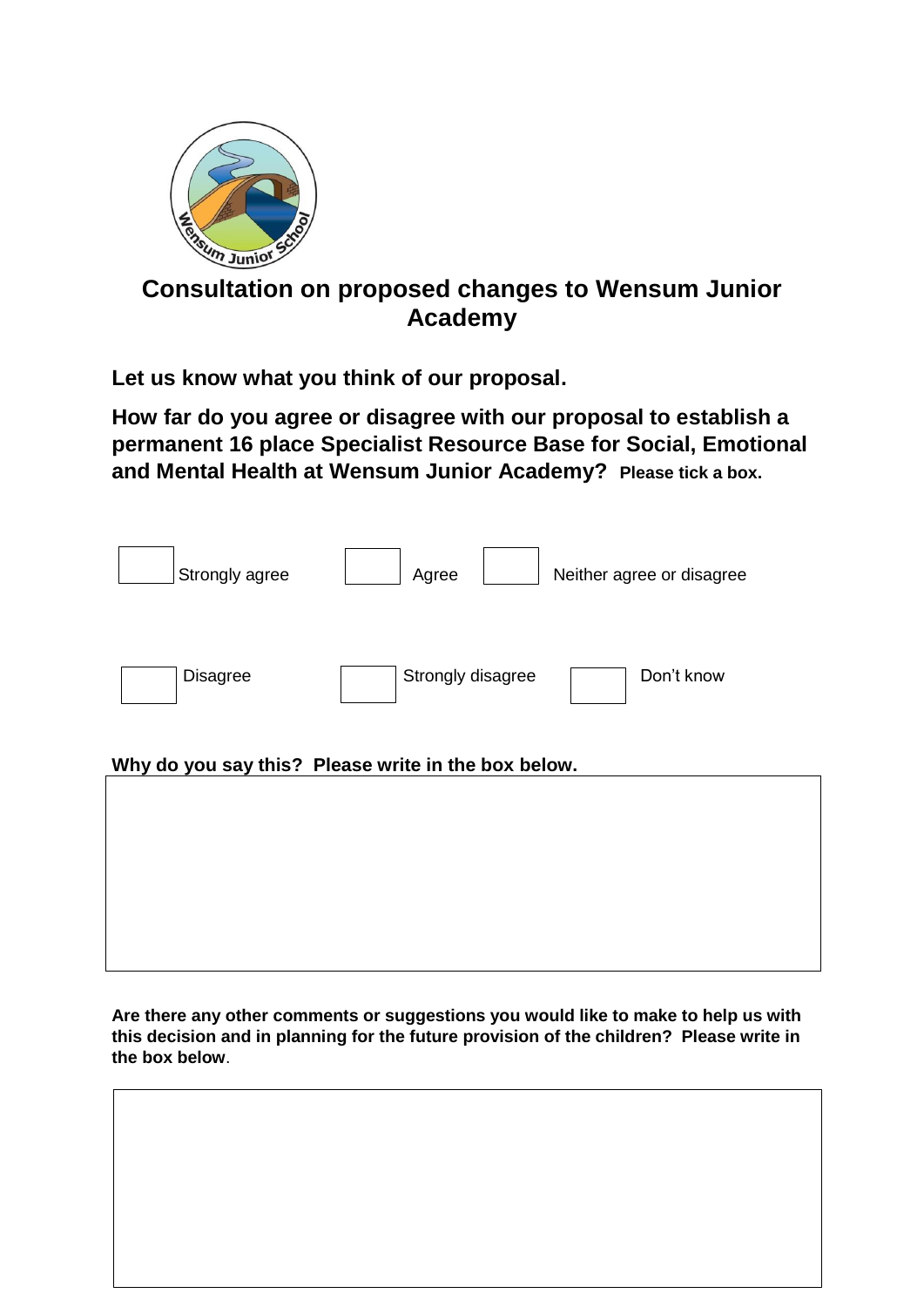# Consultation on proposed changes to Wensum Junior Academy

**Let us know what you think of our proposal.**

**How far do you agree or disagree with our proposal to establish a permanent 16 place Specialist Resource Base for Social, Emotional and Mental Health at Wensum Junior Academy?** **Please tick a box.**

- [ ] Strongly agree
- [ ] Agree
- [ ] Neither agree or disagree
- [ ] Disagree
- [ ] Strongly disagree
- [ ] Don't know

**Why do you say this? Please write in the box below.**

**Are there any other comments or suggestions you would like to make to help us with this decision and in planning for the future provision of the children? Please write in the box below**.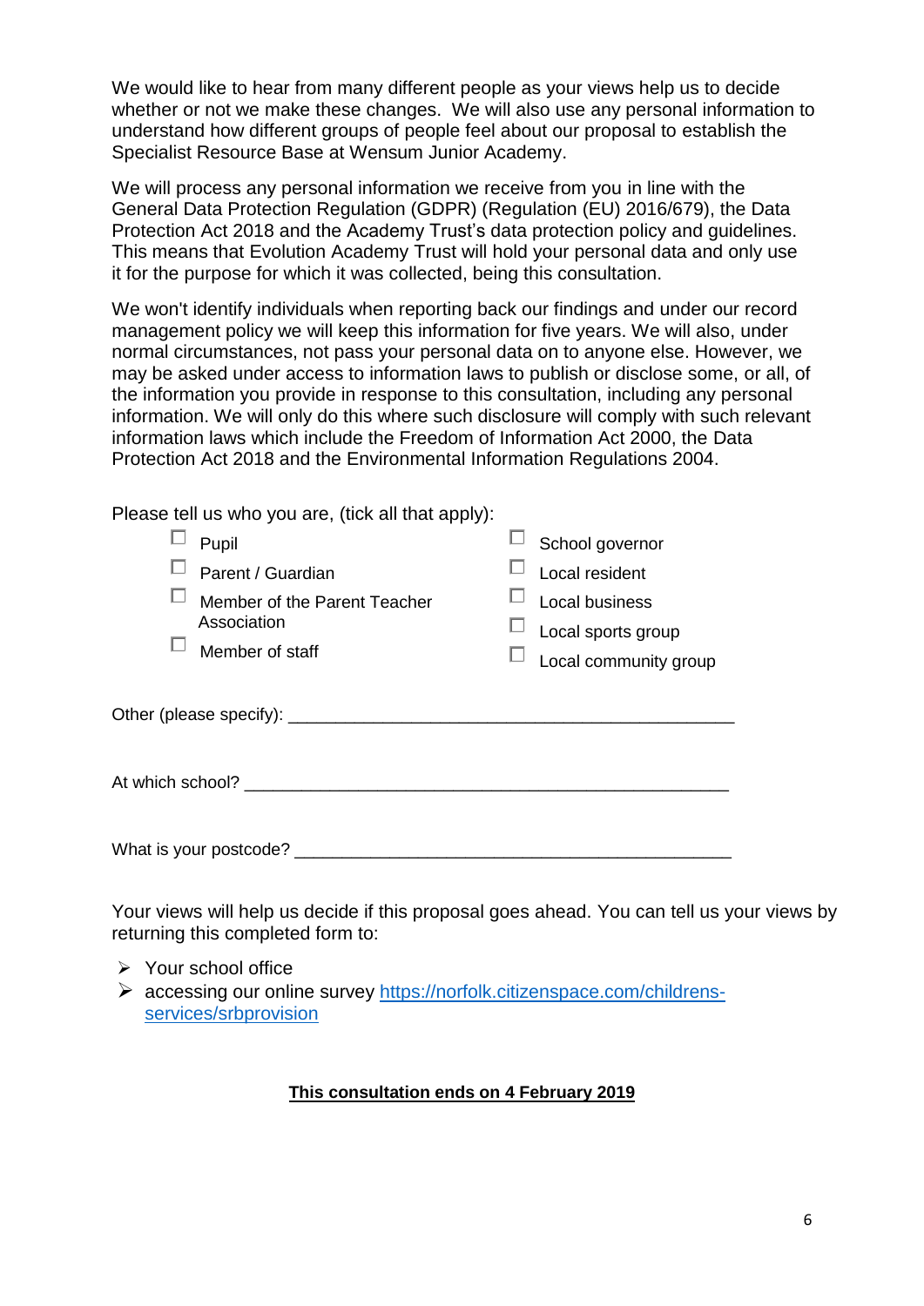We would like to hear from many different people as your views help us to decide whether or not we make these changes. We will also use any personal information to understand how different groups of people feel about our proposal to establish the Specialist Resource Base at Wensum Junior Academy.

We will process any personal information we receive from you in line with the General Data Protection Regulation (GDPR) (Regulation (EU) 2016/679), the Data Protection Act 2018 and the Academy Trust's data protection policy and guidelines. This means that Evolution Academy Trust will hold your personal data and only use it for the purpose for which it was collected, being this consultation.

We won't identify individuals when reporting back our findings and under our record management policy we will keep this information for five years. We will also, under normal circumstances, not pass your personal data on to anyone else. However, we may be asked under access to information laws to publish or disclose some, or all, of the information you provide in response to this consultation, including any personal information. We will only do this where such disclosure will comply with such relevant information laws which include the Freedom of Information Act 2000, the Data Protection Act 2018 and the Environmental Information Regulations 2004.

Please tell us who you are, (tick all that apply):

- ☐ Pupil
- ☐ Parent / Guardian
- ☐ Member of the Parent Teacher Association
- ☐ Member of staff
- ☐ School governor
- ☐ Local resident
- ☐ Local business
- ☐ Local sports group
- ☐ Local community group

Other (please specify): ________________________________________________

At which school? ____________________________________________________

What is your postcode? _______________________________________________

Your views will help us decide if this proposal goes ahead. You can tell us your views by returning this completed form to:

- Your school office
- accessing our online survey https://norfolk.citizenspace.com/childrens-services/srbprovision

**This consultation ends on 4 February 2019**